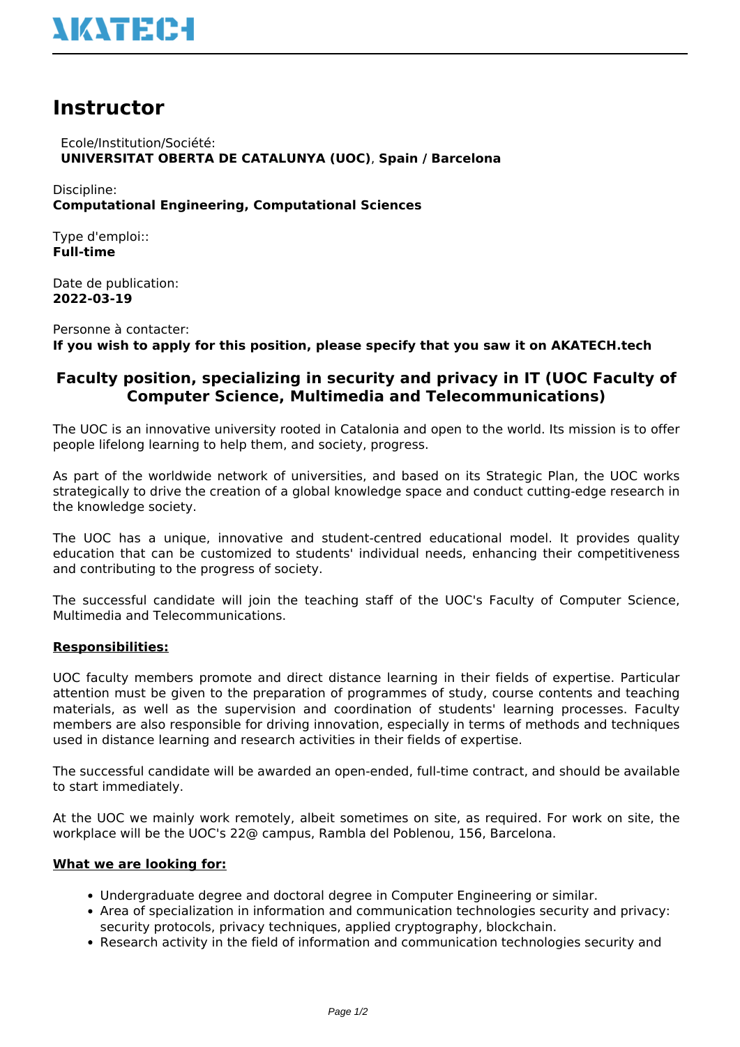# Instructor

Ecole/Institution/Société:
**UNIVERSITAT OBERTA DE CATALUNYA (UOC)**, **Spain / Barcelona**

Discipline:
**Computational Engineering, Computational Sciences**

Type d'emploi::
**Full-time**

Date de publication:
**2022-03-19**

Personne à contacter:
**If you wish to apply for this position, please specify that you saw it on AKATECH.tech**

## Faculty position, specializing in security and privacy in IT (UOC Faculty of Computer Science, Multimedia and Telecommunications)

The UOC is an innovative university rooted in Catalonia and open to the world. Its mission is to offer people lifelong learning to help them, and society, progress.

As part of the worldwide network of universities, and based on its Strategic Plan, the UOC works strategically to drive the creation of a global knowledge space and conduct cutting-edge research in the knowledge society.

The UOC has a unique, innovative and student-centred educational model. It provides quality education that can be customized to students' individual needs, enhancing their competitiveness and contributing to the progress of society.

The successful candidate will join the teaching staff of the UOC's Faculty of Computer Science, Multimedia and Telecommunications.

**Responsibilities:**

UOC faculty members promote and direct distance learning in their fields of expertise. Particular attention must be given to the preparation of programmes of study, course contents and teaching materials, as well as the supervision and coordination of students' learning processes. Faculty members are also responsible for driving innovation, especially in terms of methods and techniques used in distance learning and research activities in their fields of expertise.

The successful candidate will be awarded an open-ended, full-time contract, and should be available to start immediately.

At the UOC we mainly work remotely, albeit sometimes on site, as required. For work on site, the workplace will be the UOC's 22@ campus, Rambla del Poblenou, 156, Barcelona.

**What we are looking for:**

- Undergraduate degree and doctoral degree in Computer Engineering or similar.
- Area of specialization in information and communication technologies security and privacy: security protocols, privacy techniques, applied cryptography, blockchain.
- Research activity in the field of information and communication technologies security and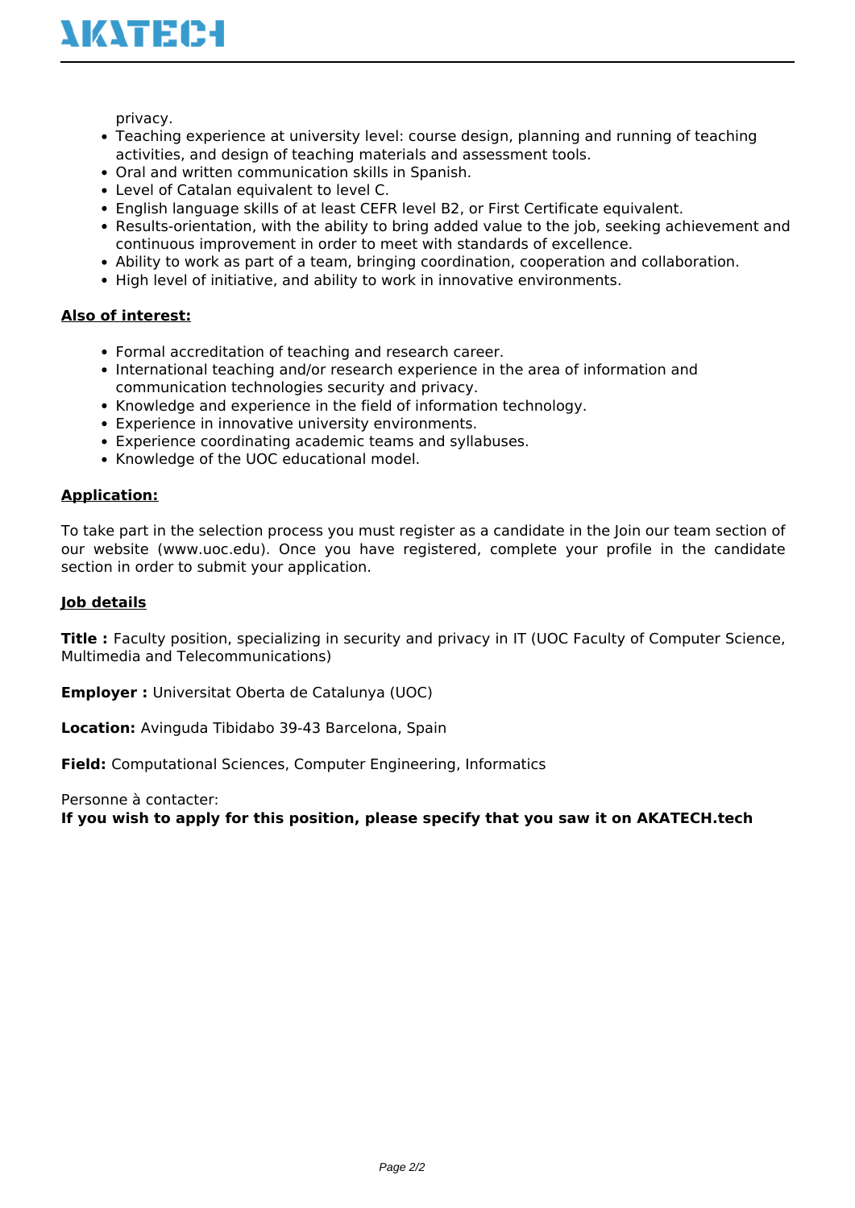privacy.
- Teaching experience at university level: course design, planning and running of teaching activities, and design of teaching materials and assessment tools.
- Oral and written communication skills in Spanish.
- Level of Catalan equivalent to level C.
- English language skills of at least CEFR level B2, or First Certificate equivalent.
- Results-orientation, with the ability to bring added value to the job, seeking achievement and continuous improvement in order to meet with standards of excellence.
- Ability to work as part of a team, bringing coordination, cooperation and collaboration.
- High level of initiative, and ability to work in innovative environments.

**Also of interest:**

- Formal accreditation of teaching and research career.
- International teaching and/or research experience in the area of information and communication technologies security and privacy.
- Knowledge and experience in the field of information technology.
- Experience in innovative university environments.
- Experience coordinating academic teams and syllabuses.
- Knowledge of the UOC educational model.

**Application:**

To take part in the selection process you must register as a candidate in the Join our team section of our website (www.uoc.edu). Once you have registered, complete your profile in the candidate section in order to submit your application.

**Job details**

**Title :** Faculty position, specializing in security and privacy in IT (UOC Faculty of Computer Science, Multimedia and Telecommunications)

**Employer :** Universitat Oberta de Catalunya (UOC)

**Location:** Avinguda Tibidabo 39-43 Barcelona, Spain

**Field:** Computational Sciences, Computer Engineering, Informatics

Personne à contacter:
**If you wish to apply for this position, please specify that you saw it on AKATECH.tech**